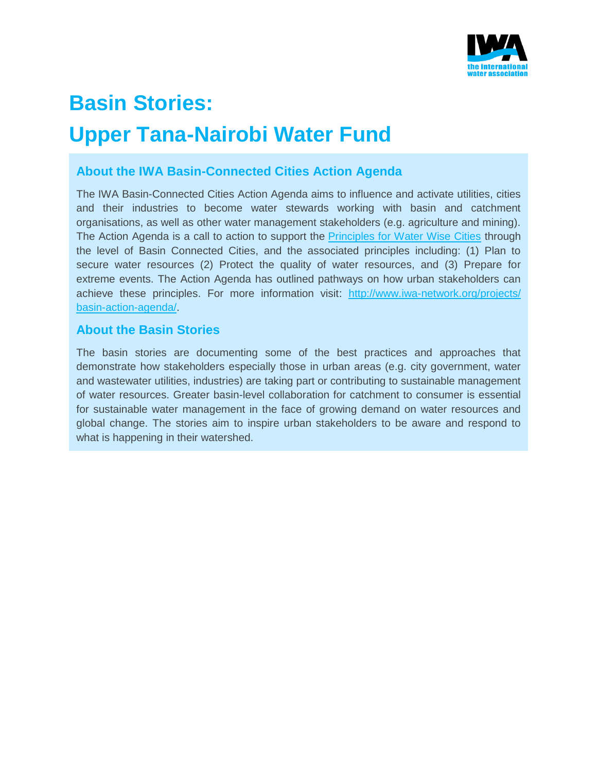# Basin Stories:

# Upper Tana-Nairobi Water Fund

## About the IWA Basin-Connected Cities Action Agenda

The IWA Basin-Connected Cities Action Agenda aims to influence and activate utilities, cities and their industries to become water stewards working with basin and catchment organisations, as well as other water management stakeholders (e.g. agriculture and mining). The Action Agenda is a call to action to support the Principles for Water Wise Cities through the level of Basin Connected Cities, and the associated principles including: (1) Plan to secure water resources (2) Protect the quality of water resources, and (3) Prepare for extreme events. The Action Agenda has outlined pathways on how urban stakeholders can achieve these principles. For more information visit: http://www.iwa-network.org/projects/basin-action-agenda/.

## About the Basin Stories

The basin stories are documenting some of the best practices and approaches that demonstrate how stakeholders especially those in urban areas (e.g. city government, water and wastewater utilities, industries) are taking part or contributing to sustainable management of water resources. Greater basin-level collaboration for catchment to consumer is essential for sustainable water management in the face of growing demand on water resources and global change. The stories aim to inspire urban stakeholders to be aware and respond to what is happening in their watershed.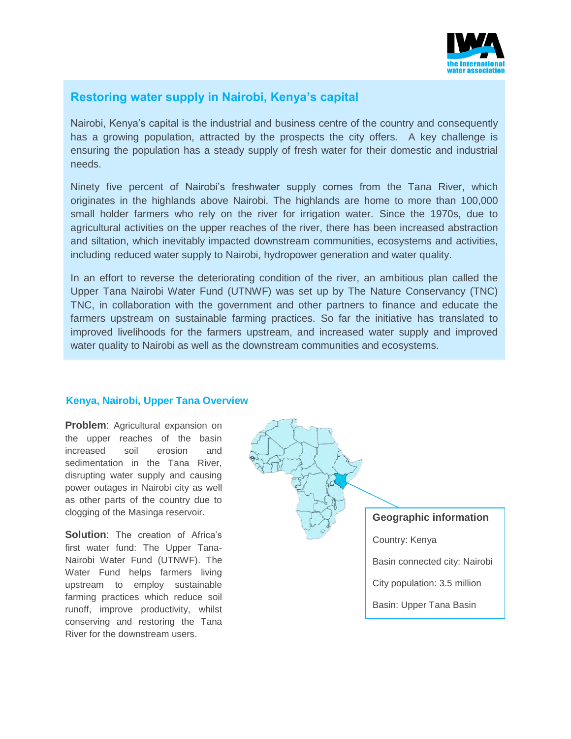## Restoring water supply in Nairobi, Kenya's capital

Nairobi, Kenya's capital is the industrial and business centre of the country and consequently has a growing population, attracted by the prospects the city offers. A key challenge is ensuring the population has a steady supply of fresh water for their domestic and industrial needs.

Ninety five percent of Nairobi's freshwater supply comes from the Tana River, which originates in the highlands above Nairobi. The highlands are home to more than 100,000 small holder farmers who rely on the river for irrigation water. Since the 1970s, due to agricultural activities on the upper reaches of the river, there has been increased abstraction and siltation, which inevitably impacted downstream communities, ecosystems and activities, including reduced water supply to Nairobi, hydropower generation and water quality.

In an effort to reverse the deteriorating condition of the river, an ambitious plan called the Upper Tana Nairobi Water Fund (UTNWF) was set up by The Nature Conservancy (TNC) TNC, in collaboration with the government and other partners to finance and educate the farmers upstream on sustainable farming practices. So far the initiative has translated to improved livelihoods for the farmers upstream, and increased water supply and improved water quality to Nairobi as well as the downstream communities and ecosystems.

### Kenya, Nairobi, Upper Tana Overview

**Problem**: Agricultural expansion on the upper reaches of the basin increased soil erosion and sedimentation in the Tana River, disrupting water supply and causing power outages in Nairobi city as well as other parts of the country due to clogging of the Masinga reservoir.

**Solution**: The creation of Africa's first water fund: The Upper Tana-Nairobi Water Fund (UTNWF). The Water Fund helps farmers living upstream to employ sustainable farming practices which reduce soil runoff, improve productivity, whilst conserving and restoring the Tana River for the downstream users.

**Geographic information**

Country: Kenya

Basin connected city: Nairobi

City population: 3.5 million

Basin: Upper Tana Basin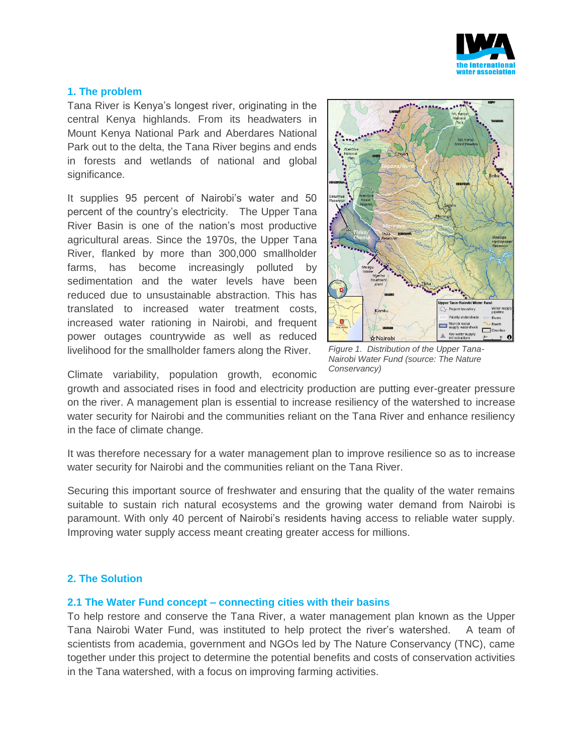## 1. The problem

Tana River is Kenya's longest river, originating in the central Kenya highlands. From its headwaters in Mount Kenya National Park and Aberdares National Park out to the delta, the Tana River begins and ends in forests and wetlands of national and global significance.

It supplies 95 percent of Nairobi's water and 50 percent of the country's electricity. The Upper Tana River Basin is one of the nation's most productive agricultural areas. Since the 1970s, the Upper Tana River, flanked by more than 300,000 smallholder farms, has become increasingly polluted by sedimentation and the water levels have been reduced due to unsustainable abstraction. This has translated to increased water treatment costs, increased water rationing in Nairobi, and frequent power outages countrywide as well as reduced livelihood for the smallholder famers along the River.

*Figure 1. Distribution of the Upper Tana-Nairobi Water Fund (source: The Nature Conservancy)*

Climate variability, population growth, economic growth and associated rises in food and electricity production are putting ever-greater pressure on the river. A management plan is essential to increase resiliency of the watershed to increase water security for Nairobi and the communities reliant on the Tana River and enhance resiliency in the face of climate change.

It was therefore necessary for a water management plan to improve resilience so as to increase water security for Nairobi and the communities reliant on the Tana River.

Securing this important source of freshwater and ensuring that the quality of the water remains suitable to sustain rich natural ecosystems and the growing water demand from Nairobi is paramount. With only 40 percent of Nairobi's residents having access to reliable water supply. Improving water supply access meant creating greater access for millions.

## 2. The Solution

### 2.1 The Water Fund concept – connecting cities with their basins

To help restore and conserve the Tana River, a water management plan known as the Upper Tana Nairobi Water Fund, was instituted to help protect the river's watershed. A team of scientists from academia, government and NGOs led by The Nature Conservancy (TNC), came together under this project to determine the potential benefits and costs of conservation activities in the Tana watershed, with a focus on improving farming activities.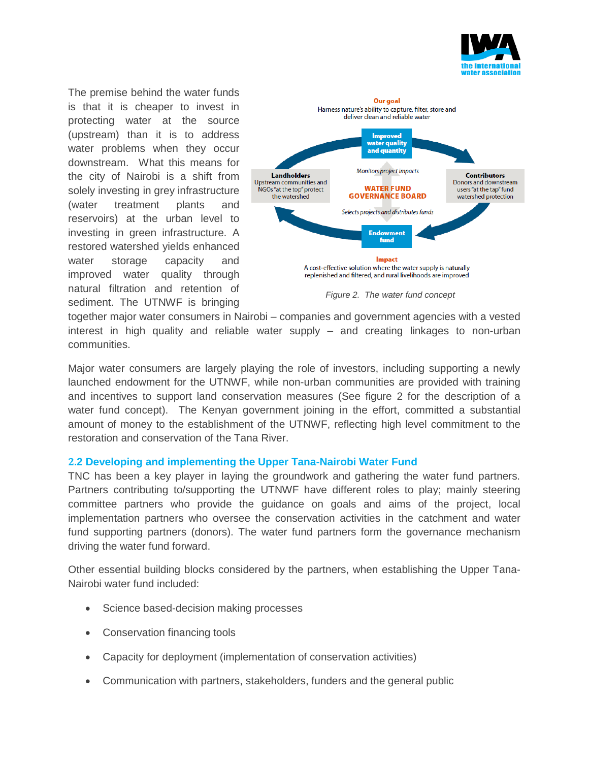The premise behind the water funds is that it is cheaper to invest in protecting water at the source (upstream) than it is to address water problems when they occur downstream. What this means for the city of Nairobi is a shift from solely investing in grey infrastructure (water treatment plants and reservoirs) at the urban level to investing in green infrastructure. A restored watershed yields enhanced water storage capacity and improved water quality through natural filtration and retention of sediment. The UTNWF is bringing together major water consumers in Nairobi – companies and government agencies with a vested interest in high quality and reliable water supply – and creating linkages to non-urban communities.

*Figure 2. The water fund concept*

Major water consumers are largely playing the role of investors, including supporting a newly launched endowment for the UTNWF, while non-urban communities are provided with training and incentives to support land conservation measures (See figure 2 for the description of a water fund concept). The Kenyan government joining in the effort, committed a substantial amount of money to the establishment of the UTNWF, reflecting high level commitment to the restoration and conservation of the Tana River.

## 2.2 Developing and implementing the Upper Tana-Nairobi Water Fund

TNC has been a key player in laying the groundwork and gathering the water fund partners. Partners contributing to/supporting the UTNWF have different roles to play; mainly steering committee partners who provide the guidance on goals and aims of the project, local implementation partners who oversee the conservation activities in the catchment and water fund supporting partners (donors). The water fund partners form the governance mechanism driving the water fund forward.

Other essential building blocks considered by the partners, when establishing the Upper Tana-Nairobi water fund included:

- Science based-decision making processes
- Conservation financing tools
- Capacity for deployment (implementation of conservation activities)
- Communication with partners, stakeholders, funders and the general public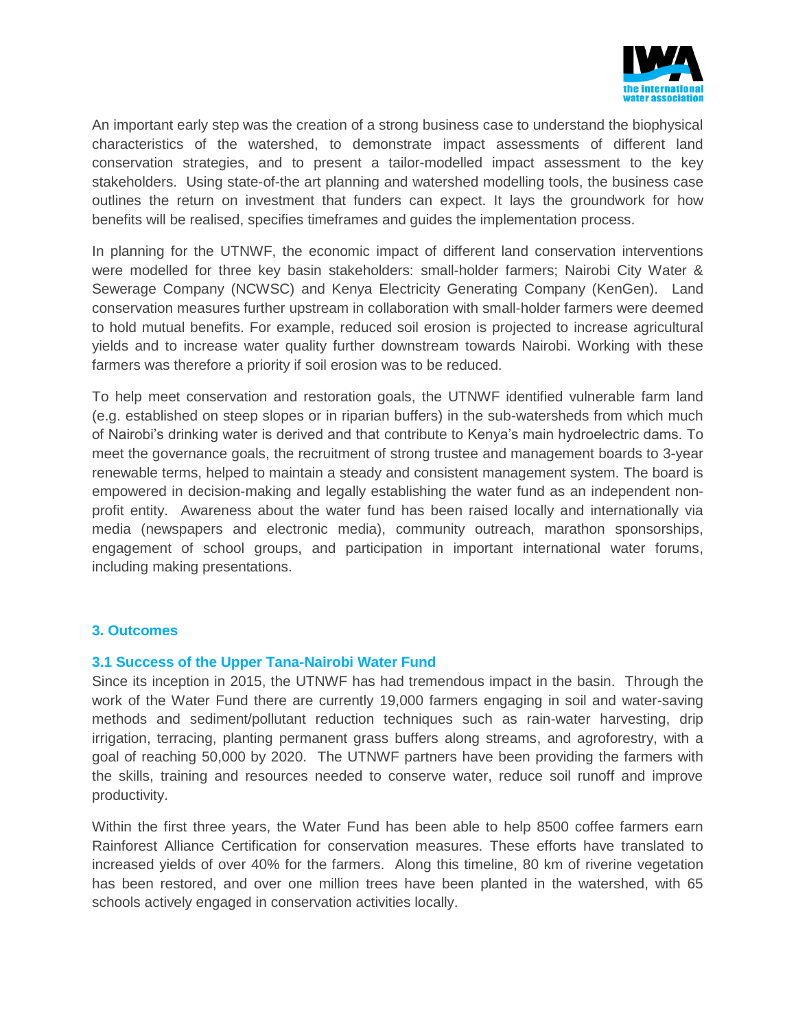An important early step was the creation of a strong business case to understand the biophysical characteristics of the watershed, to demonstrate impact assessments of different land conservation strategies, and to present a tailor-modelled impact assessment to the key stakeholders. Using state-of-the art planning and watershed modelling tools, the business case outlines the return on investment that funders can expect. It lays the groundwork for how benefits will be realised, specifies timeframes and guides the implementation process.

In planning for the UTNWF, the economic impact of different land conservation interventions were modelled for three key basin stakeholders: small-holder farmers; Nairobi City Water & Sewerage Company (NCWSC) and Kenya Electricity Generating Company (KenGen). Land conservation measures further upstream in collaboration with small-holder farmers were deemed to hold mutual benefits. For example, reduced soil erosion is projected to increase agricultural yields and to increase water quality further downstream towards Nairobi. Working with these farmers was therefore a priority if soil erosion was to be reduced.

To help meet conservation and restoration goals, the UTNWF identified vulnerable farm land (e.g. established on steep slopes or in riparian buffers) in the sub-watersheds from which much of Nairobi's drinking water is derived and that contribute to Kenya's main hydroelectric dams. To meet the governance goals, the recruitment of strong trustee and management boards to 3-year renewable terms, helped to maintain a steady and consistent management system. The board is empowered in decision-making and legally establishing the water fund as an independent non-profit entity. Awareness about the water fund has been raised locally and internationally via media (newspapers and electronic media), community outreach, marathon sponsorships, engagement of school groups, and participation in important international water forums, including making presentations.

## 3. Outcomes

### 3.1 Success of the Upper Tana-Nairobi Water Fund

Since its inception in 2015, the UTNWF has had tremendous impact in the basin. Through the work of the Water Fund there are currently 19,000 farmers engaging in soil and water-saving methods and sediment/pollutant reduction techniques such as rain-water harvesting, drip irrigation, terracing, planting permanent grass buffers along streams, and agroforestry, with a goal of reaching 50,000 by 2020. The UTNWF partners have been providing the farmers with the skills, training and resources needed to conserve water, reduce soil runoff and improve productivity.

Within the first three years, the Water Fund has been able to help 8500 coffee farmers earn Rainforest Alliance Certification for conservation measures. These efforts have translated to increased yields of over 40% for the farmers. Along this timeline, 80 km of riverine vegetation has been restored, and over one million trees have been planted in the watershed, with 65 schools actively engaged in conservation activities locally.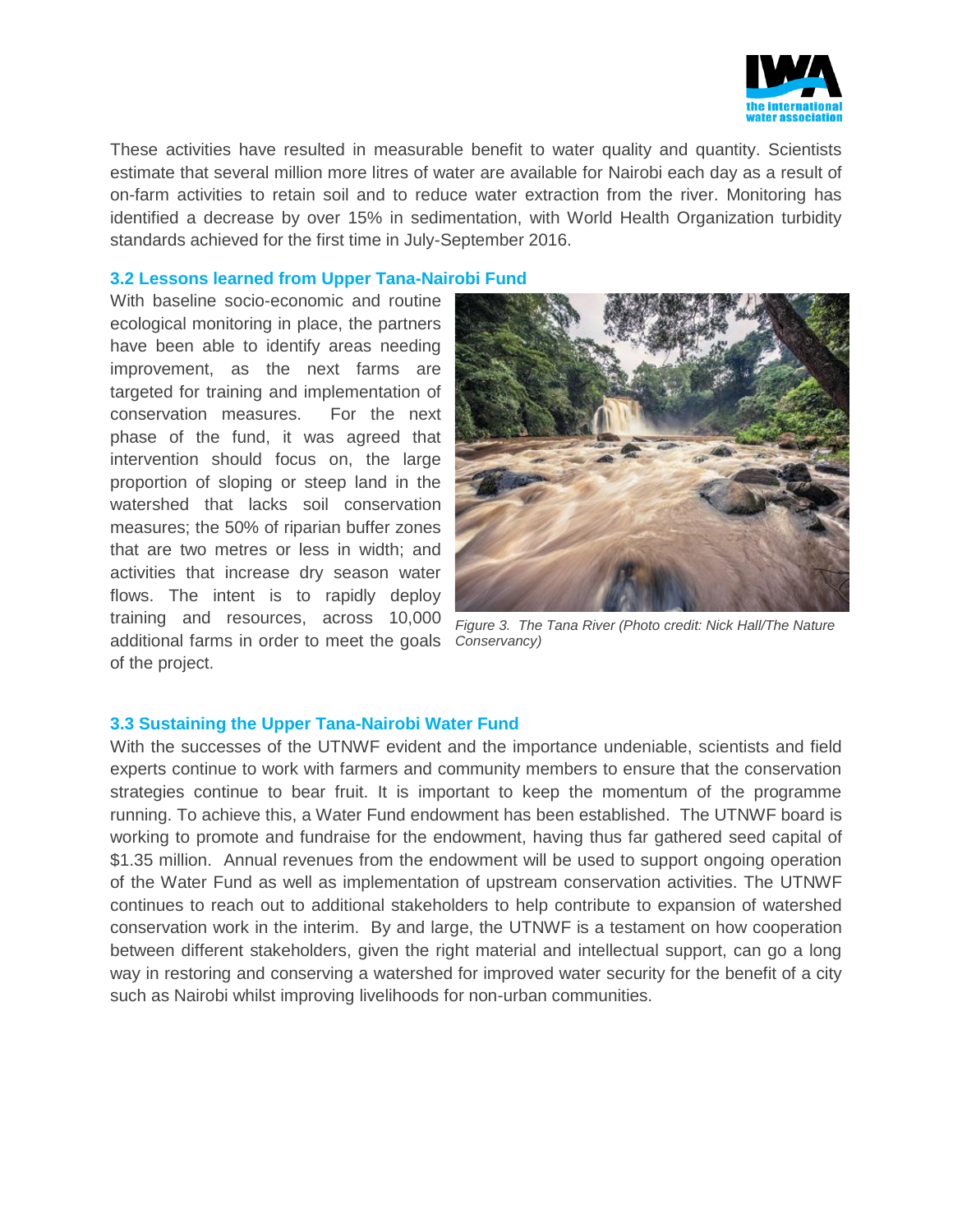These activities have resulted in measurable benefit to water quality and quantity. Scientists estimate that several million more litres of water are available for Nairobi each day as a result of on-farm activities to retain soil and to reduce water extraction from the river. Monitoring has identified a decrease by over 15% in sedimentation, with World Health Organization turbidity standards achieved for the first time in July-September 2016.

### 3.2 Lessons learned from Upper Tana-Nairobi Fund

With baseline socio-economic and routine ecological monitoring in place, the partners have been able to identify areas needing improvement, as the next farms are targeted for training and implementation of conservation measures. For the next phase of the fund, it was agreed that intervention should focus on, the large proportion of sloping or steep land in the watershed that lacks soil conservation measures; the 50% of riparian buffer zones that are two metres or less in width; and activities that increase dry season water flows. The intent is to rapidly deploy training and resources, across 10,000 additional farms in order to meet the goals of the project.

*Figure 3. The Tana River (Photo credit: Nick Hall/The Nature Conservancy)*

### 3.3 Sustaining the Upper Tana-Nairobi Water Fund

With the successes of the UTNWF evident and the importance undeniable, scientists and field experts continue to work with farmers and community members to ensure that the conservation strategies continue to bear fruit. It is important to keep the momentum of the programme running. To achieve this, a Water Fund endowment has been established. The UTNWF board is working to promote and fundraise for the endowment, having thus far gathered seed capital of $1.35 million. Annual revenues from the endowment will be used to support ongoing operation of the Water Fund as well as implementation of upstream conservation activities. The UTNWF continues to reach out to additional stakeholders to help contribute to expansion of watershed conservation work in the interim. By and large, the UTNWF is a testament on how cooperation between different stakeholders, given the right material and intellectual support, can go a long way in restoring and conserving a watershed for improved water security for the benefit of a city such as Nairobi whilst improving livelihoods for non-urban communities.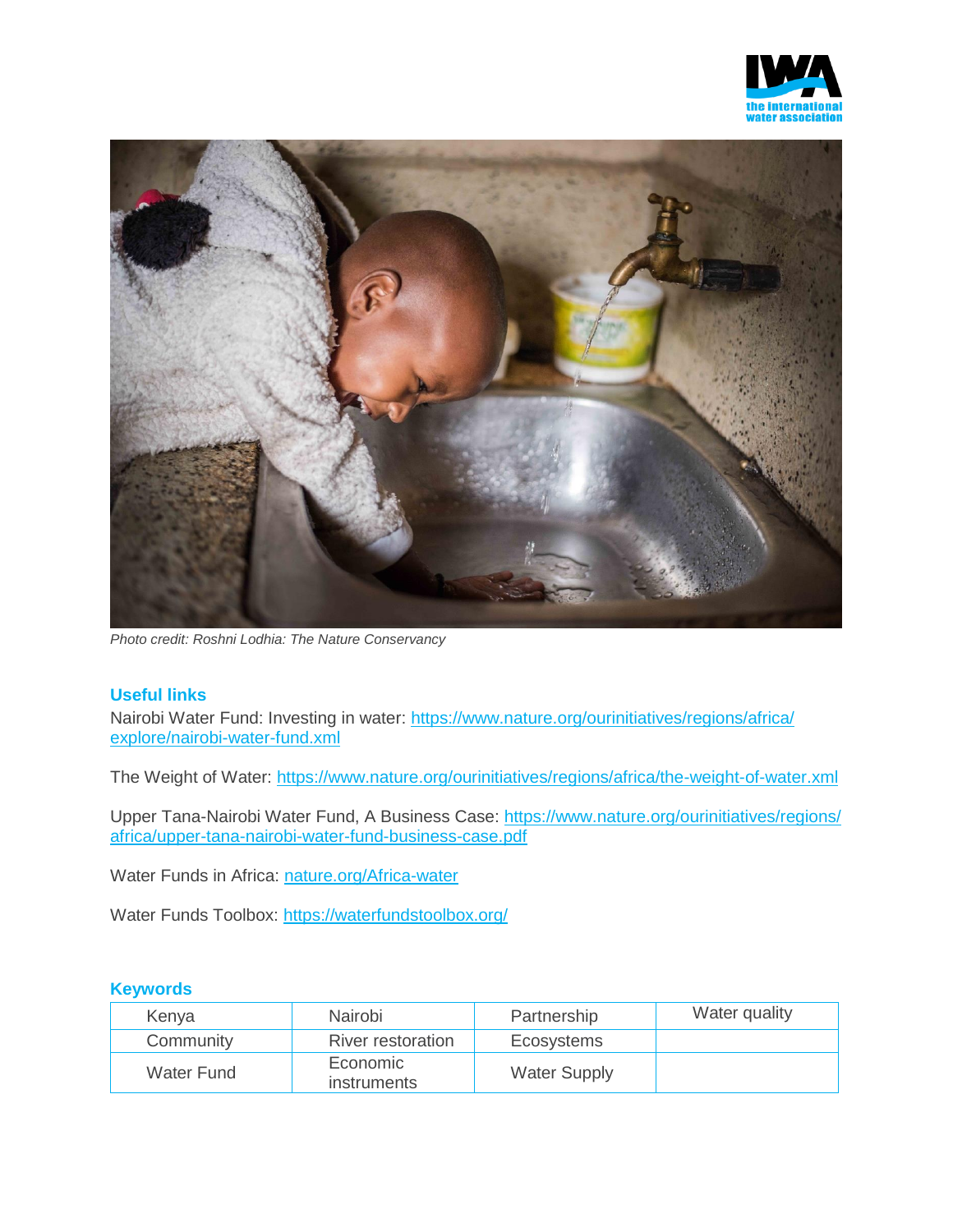*Photo credit: Roshni Lodhia: The Nature Conservancy*

## Useful links

Nairobi Water Fund: Investing in water: https://www.nature.org/ourinitiatives/regions/africa/explore/nairobi-water-fund.xml

The Weight of Water: https://www.nature.org/ourinitiatives/regions/africa/the-weight-of-water.xml

Upper Tana-Nairobi Water Fund, A Business Case: https://www.nature.org/ourinitiatives/regions/africa/upper-tana-nairobi-water-fund-business-case.pdf

Water Funds in Africa: nature.org/Africa-water

Water Funds Toolbox: https://waterfundstoolbox.org/

## Keywords

| | | | |
|---|---|---|---|
| Kenya | Nairobi | Partnership | Water quality |
| Community | River restoration | Ecosystems | |
| Water Fund | Economic instruments | Water Supply | |